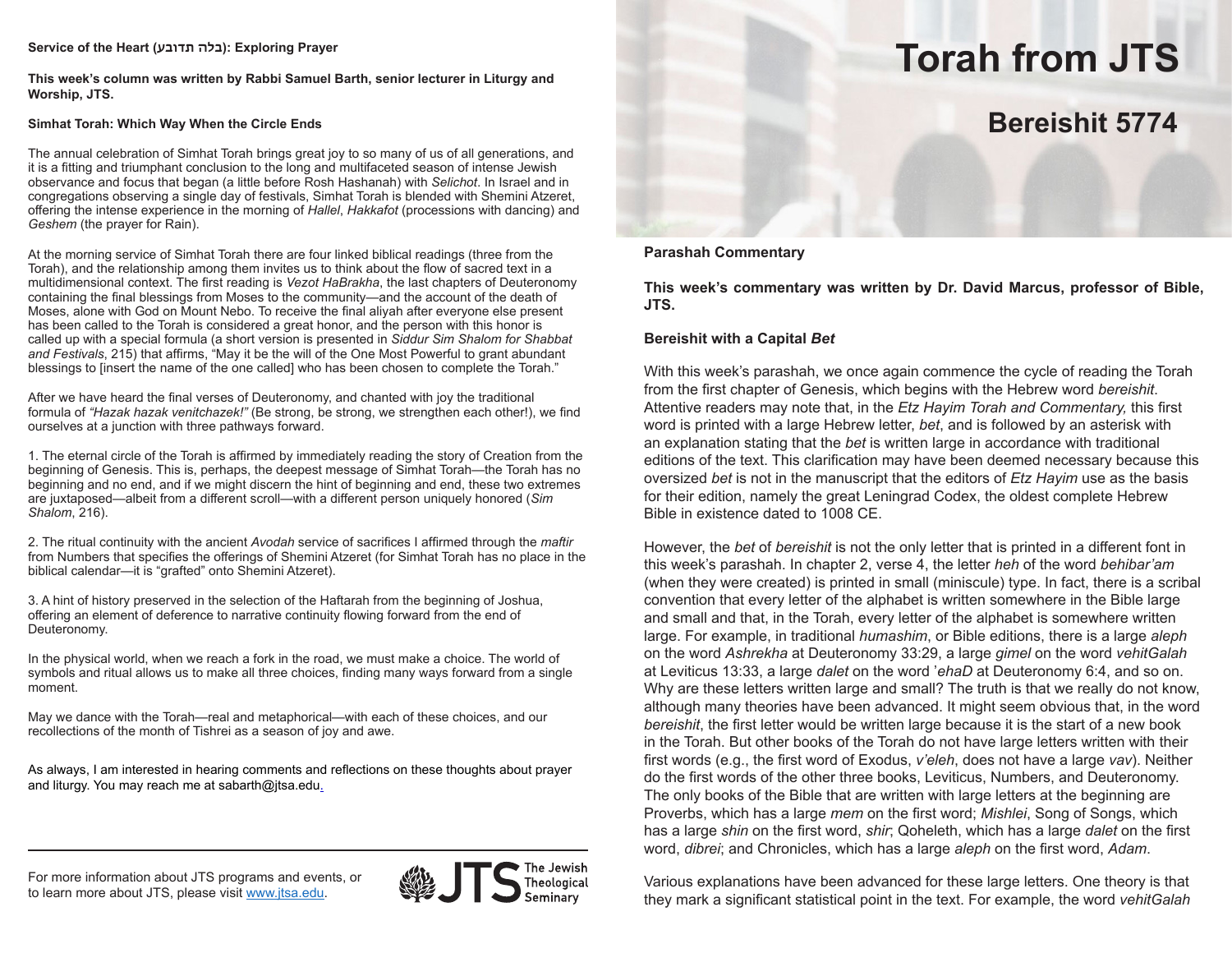# Torah from JTS

## Bereishit 5774

### Parashah Commentary

**This week's commentary was written by Dr. David Marcus, professor of Bible, JTS.**

**Bereishit with a Capital *Bet***

With this week's parashah, we once again commence the cycle of reading the Torah from the first chapter of Genesis, which begins with the Hebrew word *bereishit*. Attentive readers may note that, in the *Etz Hayim Torah and Commentary*, this first word is printed with a large Hebrew letter, *bet*, and is followed by an asterisk with an explanation stating that the *bet* is written large in accordance with traditional editions of the text. This clarification may have been deemed necessary because this oversized *bet* is not in the manuscript that the editors of *Etz Hayim* use as the basis for their edition, namely the great Leningrad Codex, the oldest complete Hebrew Bible in existence dated to 1008 CE.

However, the *bet* of *bereishit* is not the only letter that is printed in a different font in this week's parashah. In chapter 2, verse 4, the letter *heh* of the word *behibar'am* (when they were created) is printed in small (miniscule) type. In fact, there is a scribal convention that every letter of the alphabet is written somewhere in the Bible large and small and that, in the Torah, every letter of the alphabet is somewhere written large. For example, in traditional *humashim*, or Bible editions, there is a large *aleph* on the word *Ashrekha* at Deuteronomy 33:29, a large *gimel* on the word *vehitGalah* at Leviticus 13:33, a large *dalet* on the word *'ehaD* at Deuteronomy 6:4, and so on. Why are these letters written large and small? The truth is that we really do not know, although many theories have been advanced. It might seem obvious that, in the word *bereishit*, the first letter would be written large because it is the start of a new book in the Torah. But other books of the Torah do not have large letters written with their first words (e.g., the first word of Exodus, *v'eleh*, does not have a large *vav*). Neither do the first words of the other three books, Leviticus, Numbers, and Deuteronomy. The only books of the Bible that are written with large letters at the beginning are Proverbs, which has a large *mem* on the first word; *Mishlei*, Song of Songs, which has a large *shin* on the first word, *shir*; Qoheleth, which has a large *dalet* on the first word, *dibrei*; and Chronicles, which has a large *aleph* on the first word, *Adam*.

Various explanations have been advanced for these large letters. One theory is that they mark a significant statistical point in the text. For example, the word *vehitGalah*

---

**Service of the Heart (עבודה שבלב): Exploring Prayer**

**This week's column was written by Rabbi Samuel Barth, senior lecturer in Liturgy and Worship, JTS.**

**Simhat Torah: Which Way When the Circle Ends**

The annual celebration of Simhat Torah brings great joy to so many of us of all generations, and it is a fitting and triumphant conclusion to the long and multifaceted season of intense Jewish observance and focus that began (a little before Rosh Hashanah) with *Selichot*. In Israel and in congregations observing a single day of festivals, Simhat Torah is blended with Shemini Atzeret, offering the intense experience in the morning of *Hallel*, *Hakkafot* (processions with dancing) and *Geshem* (the prayer for Rain).

At the morning service of Simhat Torah there are four linked biblical readings (three from the Torah), and the relationship among them invites us to think about the flow of sacred text in a multidimensional context. The first reading is *Vezot HaBrakha*, the last chapters of Deuteronomy containing the final blessings from Moses to the community—and the account of the death of Moses, alone with God on Mount Nebo. To receive the final aliyah after everyone else present has been called to the Torah is considered a great honor, and the person with this honor is called up with a special formula (a short version is presented in *Siddur Sim Shalom for Shabbat and Festivals*, 215) that affirms, "May it be the will of the One Most Powerful to grant abundant blessings to [insert the name of the one called] who has been chosen to complete the Torah."

After we have heard the final verses of Deuteronomy, and chanted with joy the traditional formula of *"Hazak hazak venitchazek!"* (Be strong, be strong, we strengthen each other!), we find ourselves at a junction with three pathways forward.

1. The eternal circle of the Torah is affirmed by immediately reading the story of Creation from the beginning of Genesis. This is, perhaps, the deepest message of Simhat Torah—the Torah has no beginning and no end, and if we might discern the hint of beginning and end, these two extremes are juxtaposed—albeit from a different scroll—with a different person uniquely honored (*Sim Shalom*, 216).

2. The ritual continuity with the ancient *Avodah* service of sacrifices I affirmed through the *maftir* from Numbers that specifies the offerings of Shemini Atzeret (for Simhat Torah has no place in the biblical calendar—it is "grafted" onto Shemini Atzeret).

3. A hint of history preserved in the selection of the Haftarah from the beginning of Joshua, offering an element of deference to narrative continuity flowing forward from the end of Deuteronomy.

In the physical world, when we reach a fork in the road, we must make a choice. The world of symbols and ritual allows us to make all three choices, finding many ways forward from a single moment.

May we dance with the Torah—real and metaphorical—with each of these choices, and our recollections of the month of Tishrei as a season of joy and awe.

As always, I am interested in hearing comments and reflections on these thoughts about prayer and liturgy. You may reach me at sabarth@jtsa.edu.

---

For more information about JTS programs and events, or to learn more about JTS, please visit www.jtsa.edu.

JTS The Jewish Theological Seminary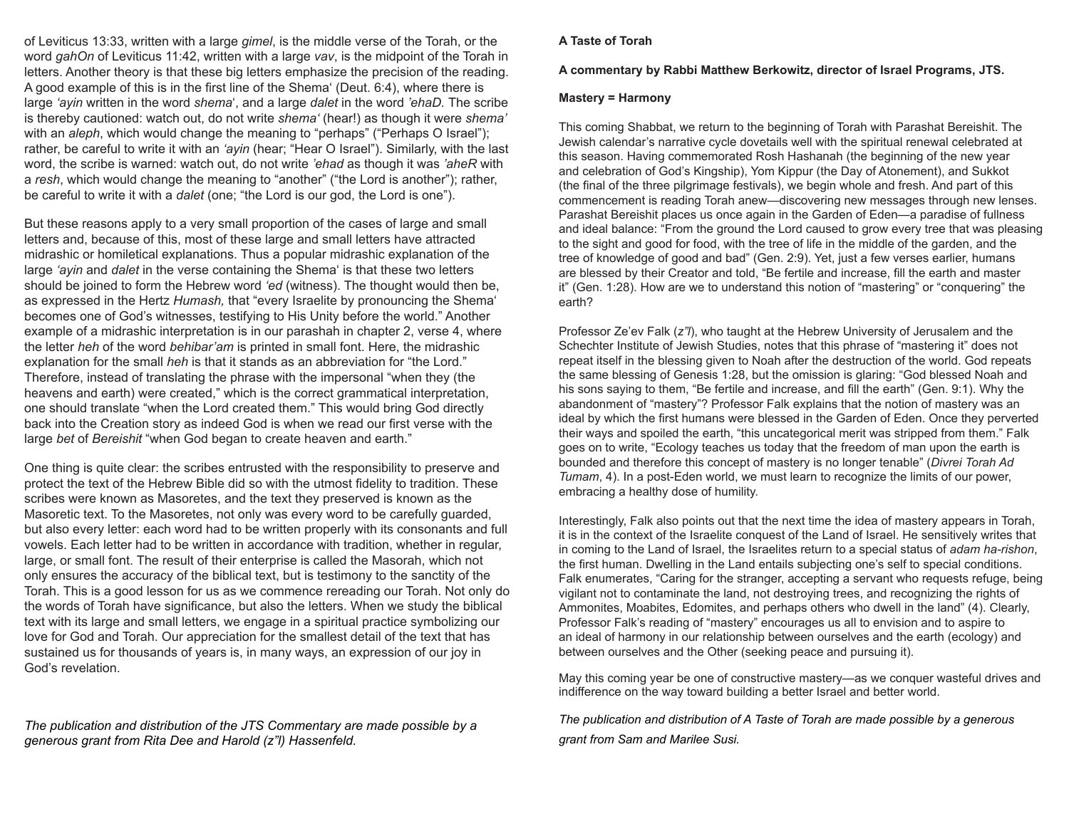of Leviticus 13:33, written with a large *gimel*, is the middle verse of the Torah, or the word *gahOn* of Leviticus 11:42, written with a large *vav*, is the midpoint of the Torah in letters. Another theory is that these big letters emphasize the precision of the reading. A good example of this is in the first line of the Shema' (Deut. 6:4), where there is large *'ayin* written in the word *shema*', and a large *dalet* in the word *'ehaD.* The scribe is thereby cautioned: watch out, do not write *shema'* (hear!) as though it were *shema'* with an *aleph*, which would change the meaning to "perhaps" ("Perhaps O Israel"); rather, be careful to write it with an *'ayin* (hear; "Hear O Israel"). Similarly, with the last word, the scribe is warned: watch out, do not write *'ehad* as though it was *'aheR* with a *resh*, which would change the meaning to "another" ("the Lord is another"); rather, be careful to write it with a *dalet* (one; "the Lord is our god, the Lord is one").

But these reasons apply to a very small proportion of the cases of large and small letters and, because of this, most of these large and small letters have attracted midrashic or homiletical explanations. Thus a popular midrashic explanation of the large *'ayin* and *dalet* in the verse containing the Shema' is that these two letters should be joined to form the Hebrew word *'ed* (witness). The thought would then be, as expressed in the Hertz *Humash,* that "every Israelite by pronouncing the Shema' becomes one of God's witnesses, testifying to His Unity before the world." Another example of a midrashic interpretation is in our parashah in chapter 2, verse 4, where the letter *heh* of the word *behibar'am* is printed in small font. Here, the midrashic explanation for the small *heh* is that it stands as an abbreviation for "the Lord." Therefore, instead of translating the phrase with the impersonal "when they (the heavens and earth) were created," which is the correct grammatical interpretation, one should translate "when the Lord created them." This would bring God directly back into the Creation story as indeed God is when we read our first verse with the large *bet* of *Bereishit* "when God began to create heaven and earth."

One thing is quite clear: the scribes entrusted with the responsibility to preserve and protect the text of the Hebrew Bible did so with the utmost fidelity to tradition. These scribes were known as Masoretes, and the text they preserved is known as the Masoretic text. To the Masoretes, not only was every word to be carefully guarded, but also every letter: each word had to be written properly with its consonants and full vowels. Each letter had to be written in accordance with tradition, whether in regular, large, or small font. The result of their enterprise is called the Masorah, which not only ensures the accuracy of the biblical text, but is testimony to the sanctity of the Torah. This is a good lesson for us as we commence rereading our Torah. Not only do the words of Torah have significance, but also the letters. When we study the biblical text with its large and small letters, we engage in a spiritual practice symbolizing our love for God and Torah. Our appreciation for the smallest detail of the text that has sustained us for thousands of years is, in many ways, an expression of our joy in God's revelation.

*The publication and distribution of the JTS Commentary are made possible by a generous grant from Rita Dee and Harold (z"l) Hassenfeld.*

**A Taste of Torah**

**A commentary by Rabbi Matthew Berkowitz, director of Israel Programs, JTS.**

**Mastery = Harmony**

This coming Shabbat, we return to the beginning of Torah with Parashat Bereishit. The Jewish calendar's narrative cycle dovetails well with the spiritual renewal celebrated at this season. Having commemorated Rosh Hashanah (the beginning of the new year and celebration of God's Kingship), Yom Kippur (the Day of Atonement), and Sukkot (the final of the three pilgrimage festivals), we begin whole and fresh. And part of this commencement is reading Torah anew—discovering new messages through new lenses. Parashat Bereishit places us once again in the Garden of Eden—a paradise of fullness and ideal balance: "From the ground the Lord caused to grow every tree that was pleasing to the sight and good for food, with the tree of life in the middle of the garden, and the tree of knowledge of good and bad" (Gen. 2:9). Yet, just a few verses earlier, humans are blessed by their Creator and told, "Be fertile and increase, fill the earth and master it" (Gen. 1:28). How are we to understand this notion of "mastering" or "conquering" the earth?

Professor Ze'ev Falk (*z"l*), who taught at the Hebrew University of Jerusalem and the Schechter Institute of Jewish Studies, notes that this phrase of "mastering it" does not repeat itself in the blessing given to Noah after the destruction of the world. God repeats the same blessing of Genesis 1:28, but the omission is glaring: "God blessed Noah and his sons saying to them, "Be fertile and increase, and fill the earth" (Gen. 9:1). Why the abandonment of "mastery"? Professor Falk explains that the notion of mastery was an ideal by which the first humans were blessed in the Garden of Eden. Once they perverted their ways and spoiled the earth, "this uncategorical merit was stripped from them." Falk goes on to write, "Ecology teaches us today that the freedom of man upon the earth is bounded and therefore this concept of mastery is no longer tenable" (*Divrei Torah Ad Tumam*, 4). In a post-Eden world, we must learn to recognize the limits of our power, embracing a healthy dose of humility.

Interestingly, Falk also points out that the next time the idea of mastery appears in Torah, it is in the context of the Israelite conquest of the Land of Israel. He sensitively writes that in coming to the Land of Israel, the Israelites return to a special status of *adam ha-rishon*, the first human. Dwelling in the Land entails subjecting one's self to special conditions. Falk enumerates, "Caring for the stranger, accepting a servant who requests refuge, being vigilant not to contaminate the land, not destroying trees, and recognizing the rights of Ammonites, Moabites, Edomites, and perhaps others who dwell in the land" (4). Clearly, Professor Falk's reading of "mastery" encourages us all to envision and to aspire to an ideal of harmony in our relationship between ourselves and the earth (ecology) and between ourselves and the Other (seeking peace and pursuing it).

May this coming year be one of constructive mastery—as we conquer wasteful drives and indifference on the way toward building a better Israel and better world.

*The publication and distribution of A Taste of Torah are made possible by a generous grant from Sam and Marilee Susi.*